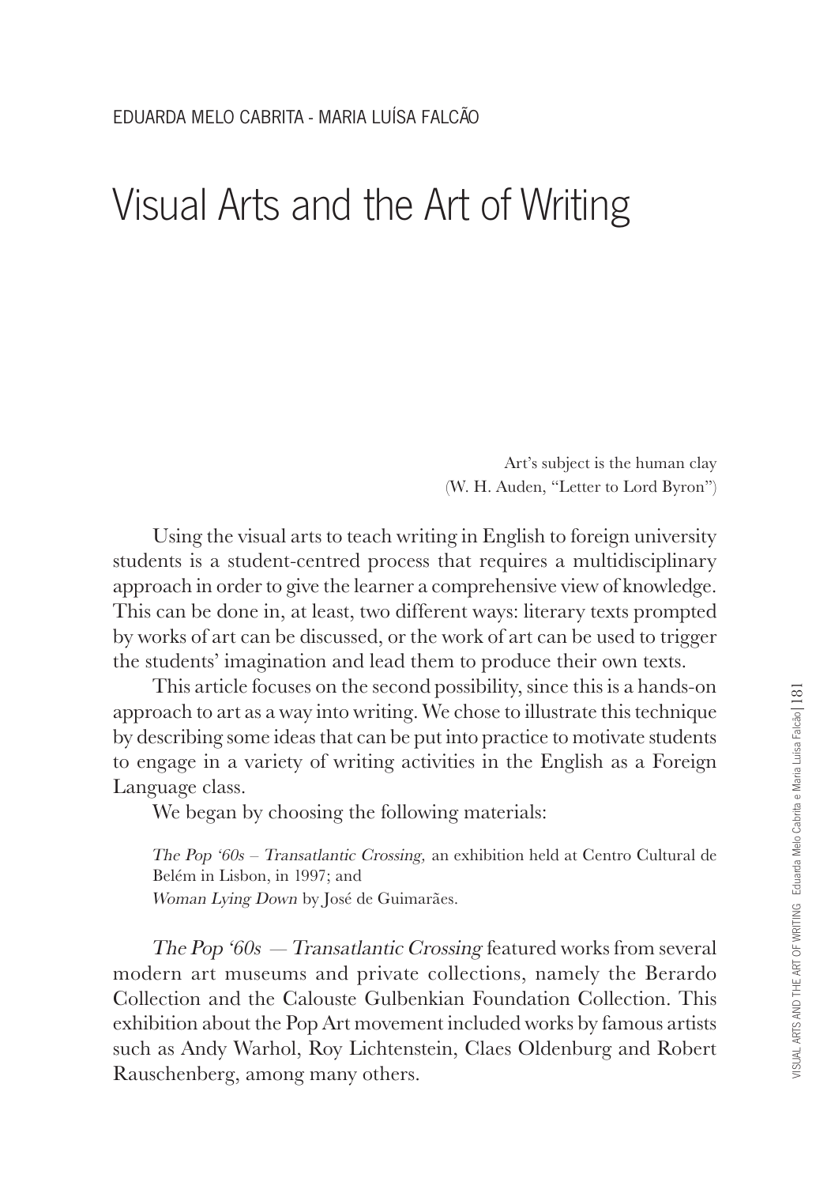EDUARDA MELO CABRITA - MARIA LUÍSA FALCÃO

# Visual Arts and the Art of Writing

> Art's subject is the human clay
> (W. H. Auden, "Letter to Lord Byron")

Using the visual arts to teach writing in English to foreign university students is a student-centred process that requires a multidisciplinary approach in order to give the learner a comprehensive view of knowledge. This can be done in, at least, two different ways: literary texts prompted by works of art can be discussed, or the work of art can be used to trigger the students' imagination and lead them to produce their own texts.

This article focuses on the second possibility, since this is a hands-on approach to art as a way into writing. We chose to illustrate this technique by describing some ideas that can be put into practice to motivate students to engage in a variety of writing activities in the English as a Foreign Language class.

We began by choosing the following materials:

*The Pop '60s – Transatlantic Crossing,* an exhibition held at Centro Cultural de Belém in Lisbon, in 1997; and
*Woman Lying Down* by José de Guimarães.

*The Pop '60s — Transatlantic Crossing* featured works from several modern art museums and private collections, namely the Berardo Collection and the Calouste Gulbenkian Foundation Collection. This exhibition about the Pop Art movement included works by famous artists such as Andy Warhol, Roy Lichtenstein, Claes Oldenburg and Robert Rauschenberg, among many others.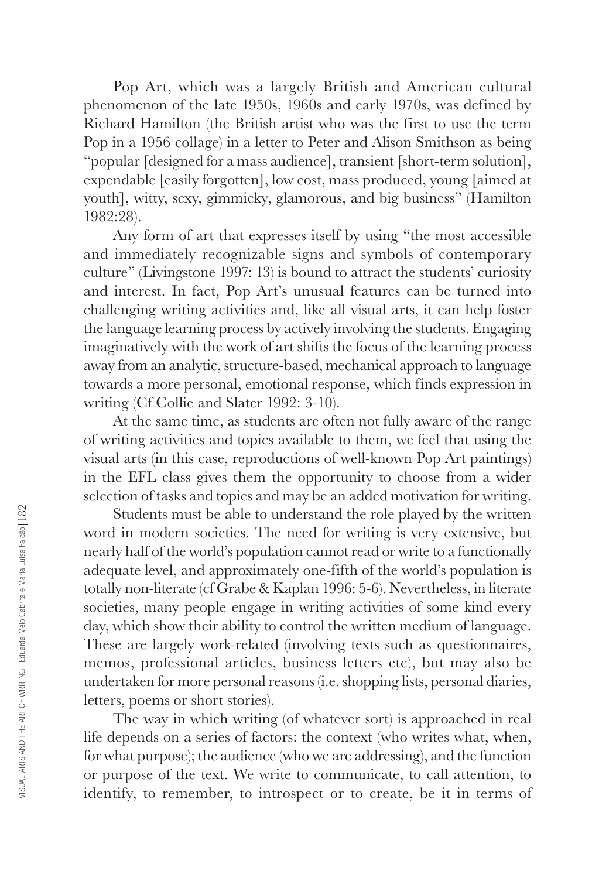Pop Art, which was a largely British and American cultural phenomenon of the late 1950s, 1960s and early 1970s, was defined by Richard Hamilton (the British artist who was the first to use the term Pop in a 1956 collage) in a letter to Peter and Alison Smithson as being "popular [designed for a mass audience], transient [short-term solution], expendable [easily forgotten], low cost, mass produced, young [aimed at youth], witty, sexy, gimmicky, glamorous, and big business" (Hamilton 1982:28).

Any form of art that expresses itself by using "the most accessible and immediately recognizable signs and symbols of contemporary culture" (Livingstone 1997: 13) is bound to attract the students' curiosity and interest. In fact, Pop Art's unusual features can be turned into challenging writing activities and, like all visual arts, it can help foster the language learning process by actively involving the students. Engaging imaginatively with the work of art shifts the focus of the learning process away from an analytic, structure-based, mechanical approach to language towards a more personal, emotional response, which finds expression in writing (Cf Collie and Slater 1992: 3-10).

At the same time, as students are often not fully aware of the range of writing activities and topics available to them, we feel that using the visual arts (in this case, reproductions of well-known Pop Art paintings) in the EFL class gives them the opportunity to choose from a wider selection of tasks and topics and may be an added motivation for writing.

Students must be able to understand the role played by the written word in modern societies. The need for writing is very extensive, but nearly half of the world's population cannot read or write to a functionally adequate level, and approximately one-fifth of the world's population is totally non-literate (cf Grabe & Kaplan 1996: 5-6). Nevertheless, in literate societies, many people engage in writing activities of some kind every day, which show their ability to control the written medium of language. These are largely work-related (involving texts such as questionnaires, memos, professional articles, business letters etc), but may also be undertaken for more personal reasons (i.e. shopping lists, personal diaries, letters, poems or short stories).

The way in which writing (of whatever sort) is approached in real life depends on a series of factors: the context (who writes what, when, for what purpose); the audience (who we are addressing), and the function or purpose of the text. We write to communicate, to call attention, to identify, to remember, to introspect or to create, be it in terms of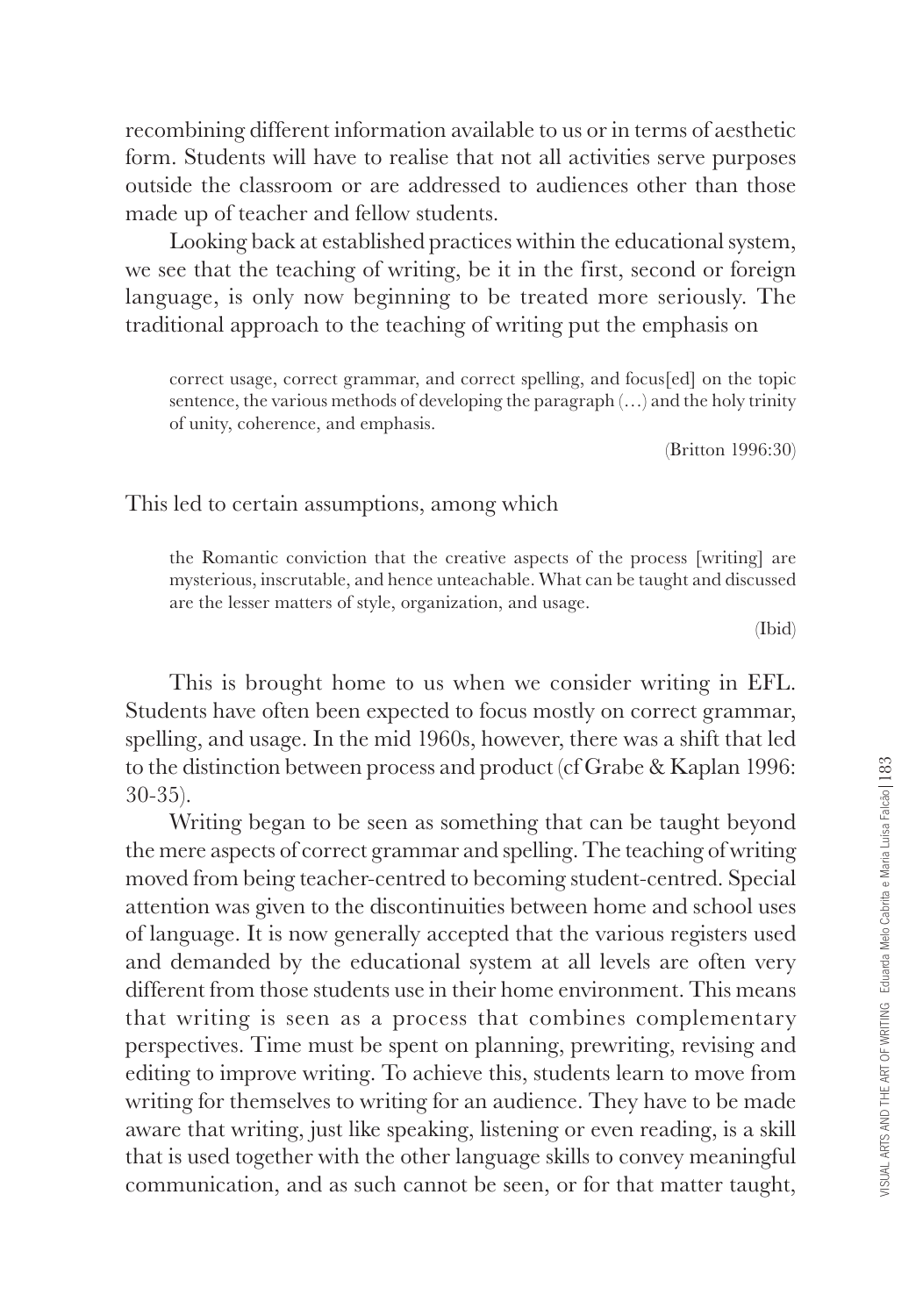recombining different information available to us or in terms of aesthetic form. Students will have to realise that not all activities serve purposes outside the classroom or are addressed to audiences other than those made up of teacher and fellow students.

Looking back at established practices within the educational system, we see that the teaching of writing, be it in the first, second or foreign language, is only now beginning to be treated more seriously. The traditional approach to the teaching of writing put the emphasis on

> correct usage, correct grammar, and correct spelling, and focus[ed] on the topic sentence, the various methods of developing the paragraph (…) and the holy trinity of unity, coherence, and emphasis.
>
> (Britton 1996:30)

This led to certain assumptions, among which

> the Romantic conviction that the creative aspects of the process [writing] are mysterious, inscrutable, and hence unteachable. What can be taught and discussed are the lesser matters of style, organization, and usage.
>
> (Ibid)

This is brought home to us when we consider writing in EFL. Students have often been expected to focus mostly on correct grammar, spelling, and usage. In the mid 1960s, however, there was a shift that led to the distinction between process and product (cf Grabe & Kaplan 1996: 30-35).

Writing began to be seen as something that can be taught beyond the mere aspects of correct grammar and spelling. The teaching of writing moved from being teacher-centred to becoming student-centred. Special attention was given to the discontinuities between home and school uses of language. It is now generally accepted that the various registers used and demanded by the educational system at all levels are often very different from those students use in their home environment. This means that writing is seen as a process that combines complementary perspectives. Time must be spent on planning, prewriting, revising and editing to improve writing. To achieve this, students learn to move from writing for themselves to writing for an audience. They have to be made aware that writing, just like speaking, listening or even reading, is a skill that is used together with the other language skills to convey meaningful communication, and as such cannot be seen, or for that matter taught,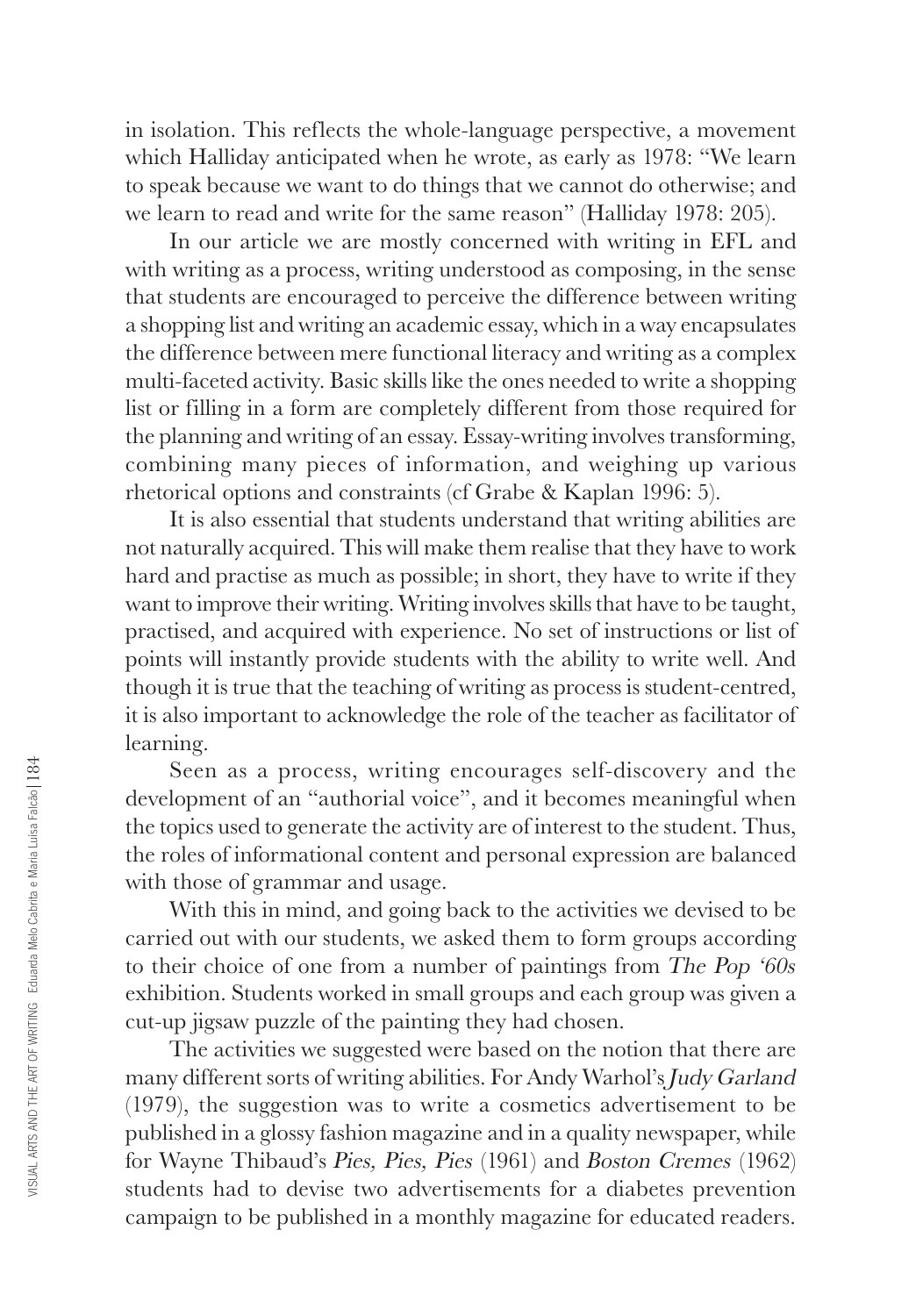in isolation. This reflects the whole-language perspective, a movement which Halliday anticipated when he wrote, as early as 1978: "We learn to speak because we want to do things that we cannot do otherwise; and we learn to read and write for the same reason" (Halliday 1978: 205).

In our article we are mostly concerned with writing in EFL and with writing as a process, writing understood as composing, in the sense that students are encouraged to perceive the difference between writing a shopping list and writing an academic essay, which in a way encapsulates the difference between mere functional literacy and writing as a complex multi-faceted activity. Basic skills like the ones needed to write a shopping list or filling in a form are completely different from those required for the planning and writing of an essay. Essay-writing involves transforming, combining many pieces of information, and weighing up various rhetorical options and constraints (cf Grabe & Kaplan 1996: 5).

It is also essential that students understand that writing abilities are not naturally acquired. This will make them realise that they have to work hard and practise as much as possible; in short, they have to write if they want to improve their writing. Writing involves skills that have to be taught, practised, and acquired with experience. No set of instructions or list of points will instantly provide students with the ability to write well. And though it is true that the teaching of writing as process is student-centred, it is also important to acknowledge the role of the teacher as facilitator of learning.

Seen as a process, writing encourages self-discovery and the development of an "authorial voice", and it becomes meaningful when the topics used to generate the activity are of interest to the student. Thus, the roles of informational content and personal expression are balanced with those of grammar and usage.

With this in mind, and going back to the activities we devised to be carried out with our students, we asked them to form groups according to their choice of one from a number of paintings from *The Pop '60s* exhibition. Students worked in small groups and each group was given a cut-up jigsaw puzzle of the painting they had chosen.

The activities we suggested were based on the notion that there are many different sorts of writing abilities. For Andy Warhol's *Judy Garland* (1979), the suggestion was to write a cosmetics advertisement to be published in a glossy fashion magazine and in a quality newspaper, while for Wayne Thibaud's *Pies, Pies, Pies* (1961) and *Boston Cremes* (1962) students had to devise two advertisements for a diabetes prevention campaign to be published in a monthly magazine for educated readers.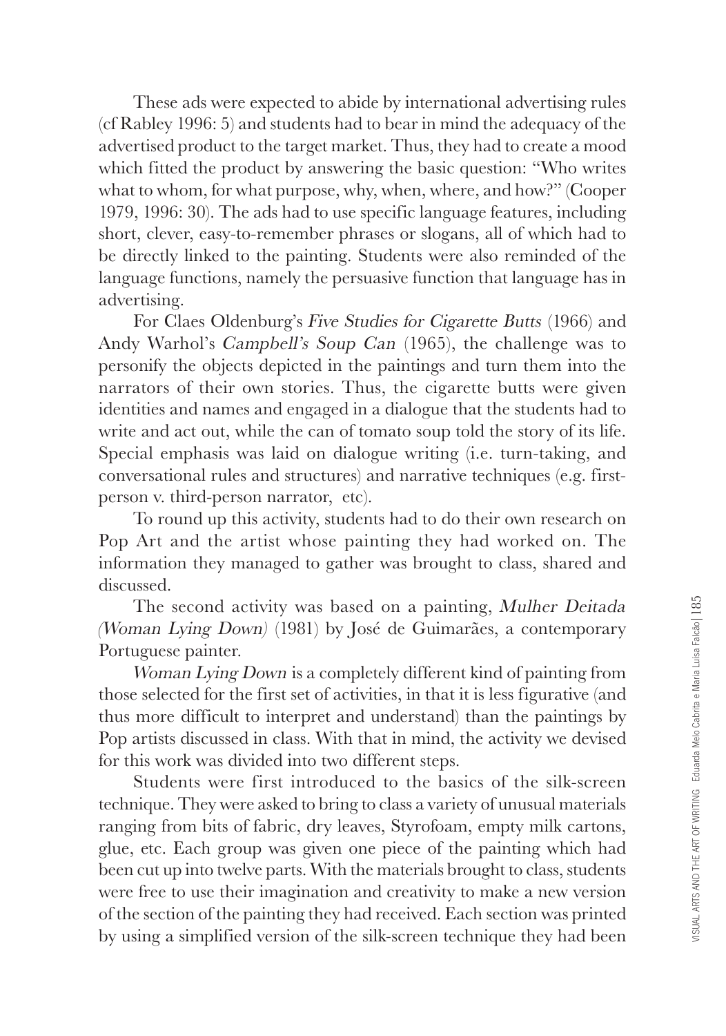These ads were expected to abide by international advertising rules (cf Rabley 1996: 5) and students had to bear in mind the adequacy of the advertised product to the target market. Thus, they had to create a mood which fitted the product by answering the basic question: "Who writes what to whom, for what purpose, why, when, where, and how?" (Cooper 1979, 1996: 30). The ads had to use specific language features, including short, clever, easy-to-remember phrases or slogans, all of which had to be directly linked to the painting. Students were also reminded of the language functions, namely the persuasive function that language has in advertising.

For Claes Oldenburg's *Five Studies for Cigarette Butts* (1966) and Andy Warhol's *Campbell's Soup Can* (1965), the challenge was to personify the objects depicted in the paintings and turn them into the narrators of their own stories. Thus, the cigarette butts were given identities and names and engaged in a dialogue that the students had to write and act out, while the can of tomato soup told the story of its life. Special emphasis was laid on dialogue writing (i.e. turn-taking, and conversational rules and structures) and narrative techniques (e.g. first-person v. third-person narrator, etc).

To round up this activity, students had to do their own research on Pop Art and the artist whose painting they had worked on. The information they managed to gather was brought to class, shared and discussed.

The second activity was based on a painting, *Mulher Deitada (Woman Lying Down)* (1981) by José de Guimarães, a contemporary Portuguese painter.

*Woman Lying Down* is a completely different kind of painting from those selected for the first set of activities, in that it is less figurative (and thus more difficult to interpret and understand) than the paintings by Pop artists discussed in class. With that in mind, the activity we devised for this work was divided into two different steps.

Students were first introduced to the basics of the silk-screen technique. They were asked to bring to class a variety of unusual materials ranging from bits of fabric, dry leaves, Styrofoam, empty milk cartons, glue, etc. Each group was given one piece of the painting which had been cut up into twelve parts. With the materials brought to class, students were free to use their imagination and creativity to make a new version of the section of the painting they had received. Each section was printed by using a simplified version of the silk-screen technique they had been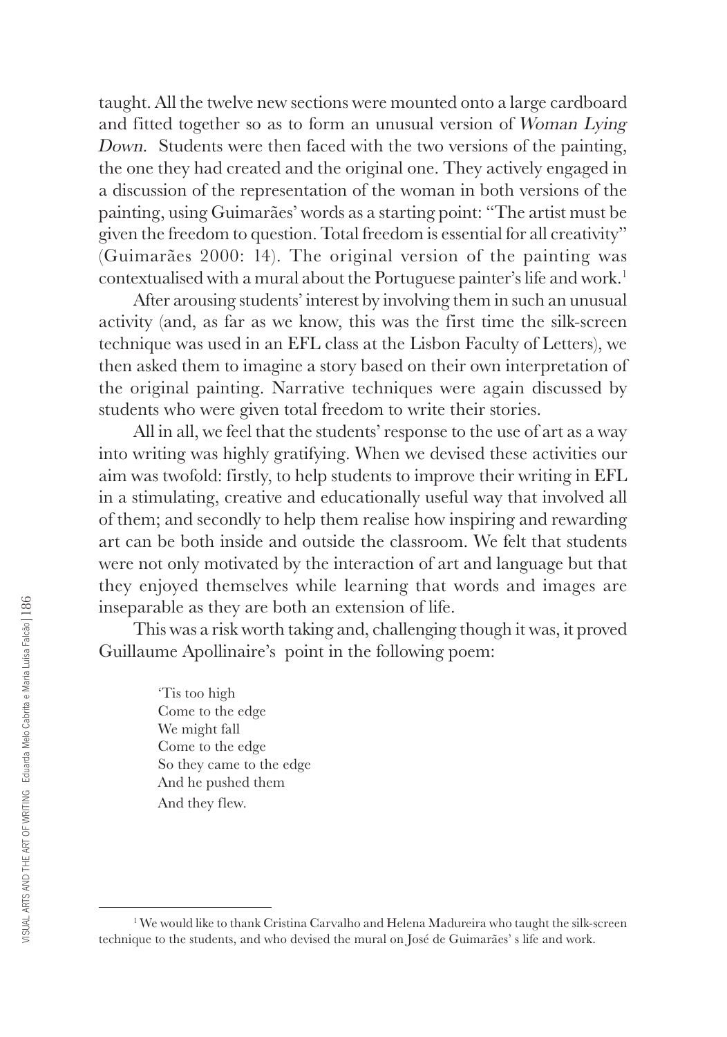taught. All the twelve new sections were mounted onto a large cardboard and fitted together so as to form an unusual version of *Woman Lying Down*. Students were then faced with the two versions of the painting, the one they had created and the original one. They actively engaged in a discussion of the representation of the woman in both versions of the painting, using Guimarães' words as a starting point: "The artist must be given the freedom to question. Total freedom is essential for all creativity" (Guimarães 2000: 14). The original version of the painting was contextualised with a mural about the Portuguese painter's life and work.[1]

After arousing students' interest by involving them in such an unusual activity (and, as far as we know, this was the first time the silk-screen technique was used in an EFL class at the Lisbon Faculty of Letters), we then asked them to imagine a story based on their own interpretation of the original painting. Narrative techniques were again discussed by students who were given total freedom to write their stories.

All in all, we feel that the students' response to the use of art as a way into writing was highly gratifying. When we devised these activities our aim was twofold: firstly, to help students to improve their writing in EFL in a stimulating, creative and educationally useful way that involved all of them; and secondly to help them realise how inspiring and rewarding art can be both inside and outside the classroom. We felt that students were not only motivated by the interaction of art and language but that they enjoyed themselves while learning that words and images are inseparable as they are both an extension of life.

This was a risk worth taking and, challenging though it was, it proved Guillaume Apollinaire's point in the following poem:

> 'Tis too high  
> Come to the edge  
> We might fall  
> Come to the edge  
> So they came to the edge  
> And he pushed them  
> And they flew.

---

[1] We would like to thank Cristina Carvalho and Helena Madureira who taught the silk-screen technique to the students, and who devised the mural on José de Guimarães' s life and work.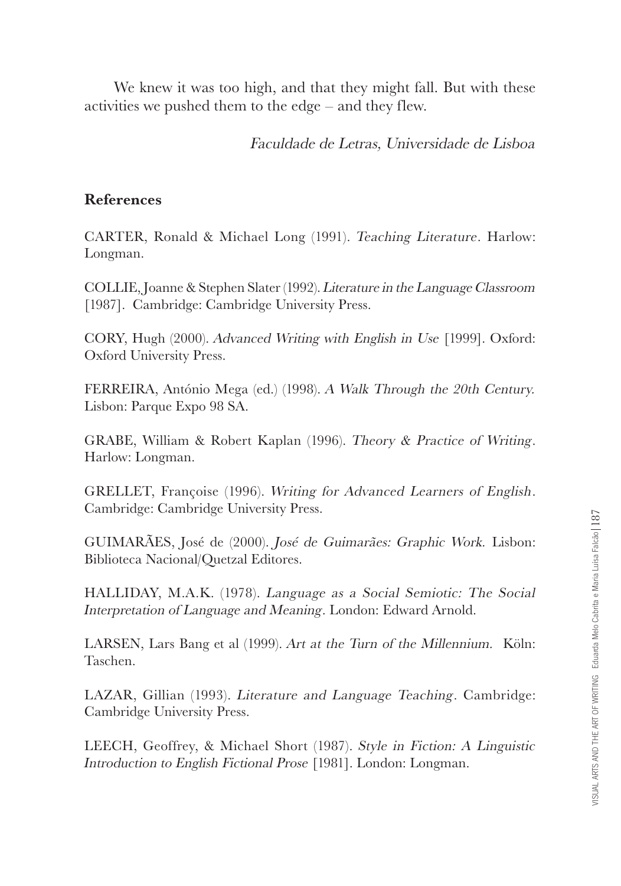We knew it was too high, and that they might fall. But with these activities we pushed them to the edge – and they flew.

*Faculdade de Letras, Universidade de Lisboa*

## References

CARTER, Ronald & Michael Long (1991). *Teaching Literature*. Harlow: Longman.

COLLIE, Joanne & Stephen Slater (1992). *Literature in the Language Classroom* [1987]. Cambridge: Cambridge University Press.

CORY, Hugh (2000). *Advanced Writing with English in Use* [1999]. Oxford: Oxford University Press.

FERREIRA, António Mega (ed.) (1998). *A Walk Through the 20th Century.* Lisbon: Parque Expo 98 SA.

GRABE, William & Robert Kaplan (1996). *Theory & Practice of Writing*. Harlow: Longman.

GRELLET, Françoise (1996). *Writing for Advanced Learners of English*. Cambridge: Cambridge University Press.

GUIMARÃES, José de (2000). *José de Guimarães: Graphic Work.* Lisbon: Biblioteca Nacional/Quetzal Editores.

HALLIDAY, M.A.K. (1978). *Language as a Social Semiotic: The Social Interpretation of Language and Meaning*. London: Edward Arnold.

LARSEN, Lars Bang et al (1999). *Art at the Turn of the Millennium.* Köln: Taschen.

LAZAR, Gillian (1993). *Literature and Language Teaching*. Cambridge: Cambridge University Press.

LEECH, Geoffrey, & Michael Short (1987). *Style in Fiction: A Linguistic Introduction to English Fictional Prose* [1981]. London: Longman.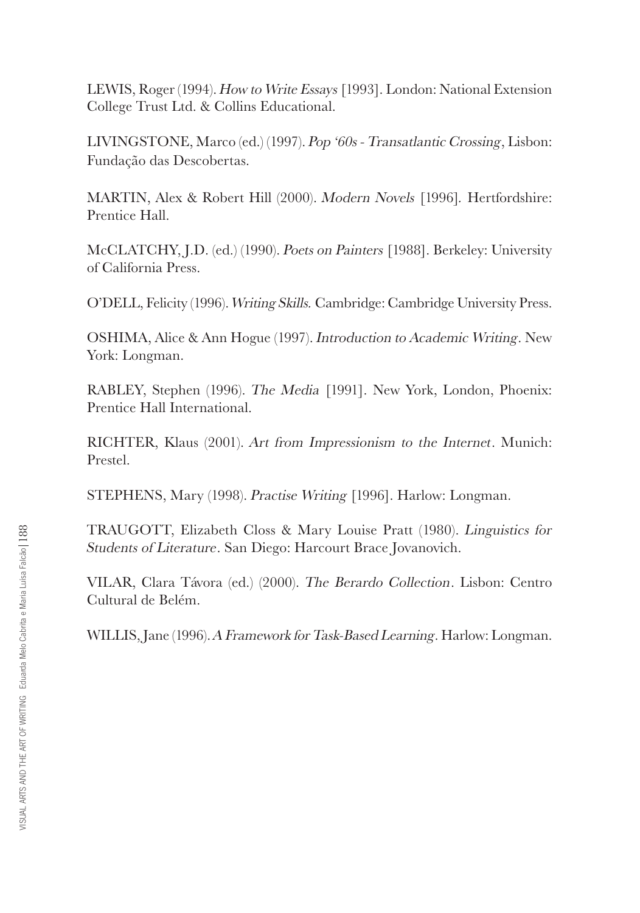LEWIS, Roger (1994). *How to Write Essays* [1993]. London: National Extension College Trust Ltd. & Collins Educational.

LIVINGSTONE, Marco (ed.) (1997). *Pop '60s - Transatlantic Crossing*, Lisbon: Fundação das Descobertas.

MARTIN, Alex & Robert Hill (2000). *Modern Novels* [1996]. Hertfordshire: Prentice Hall.

McCLATCHY, J.D. (ed.) (1990). *Poets on Painters* [1988]. Berkeley: University of California Press.

O'DELL, Felicity (1996). *Writing Skills.* Cambridge: Cambridge University Press.

OSHIMA, Alice & Ann Hogue (1997). *Introduction to Academic Writing*. New York: Longman.

RABLEY, Stephen (1996). *The Media* [1991]. New York, London, Phoenix: Prentice Hall International.

RICHTER, Klaus (2001). *Art from Impressionism to the Internet*. Munich: Prestel.

STEPHENS, Mary (1998). *Practise Writing* [1996]. Harlow: Longman.

TRAUGOTT, Elizabeth Closs & Mary Louise Pratt (1980). *Linguistics for Students of Literature*. San Diego: Harcourt Brace Jovanovich.

VILAR, Clara Távora (ed.) (2000). *The Berardo Collection*. Lisbon: Centro Cultural de Belém.

WILLIS, Jane (1996). *A Framework for Task-Based Learning*. Harlow: Longman.